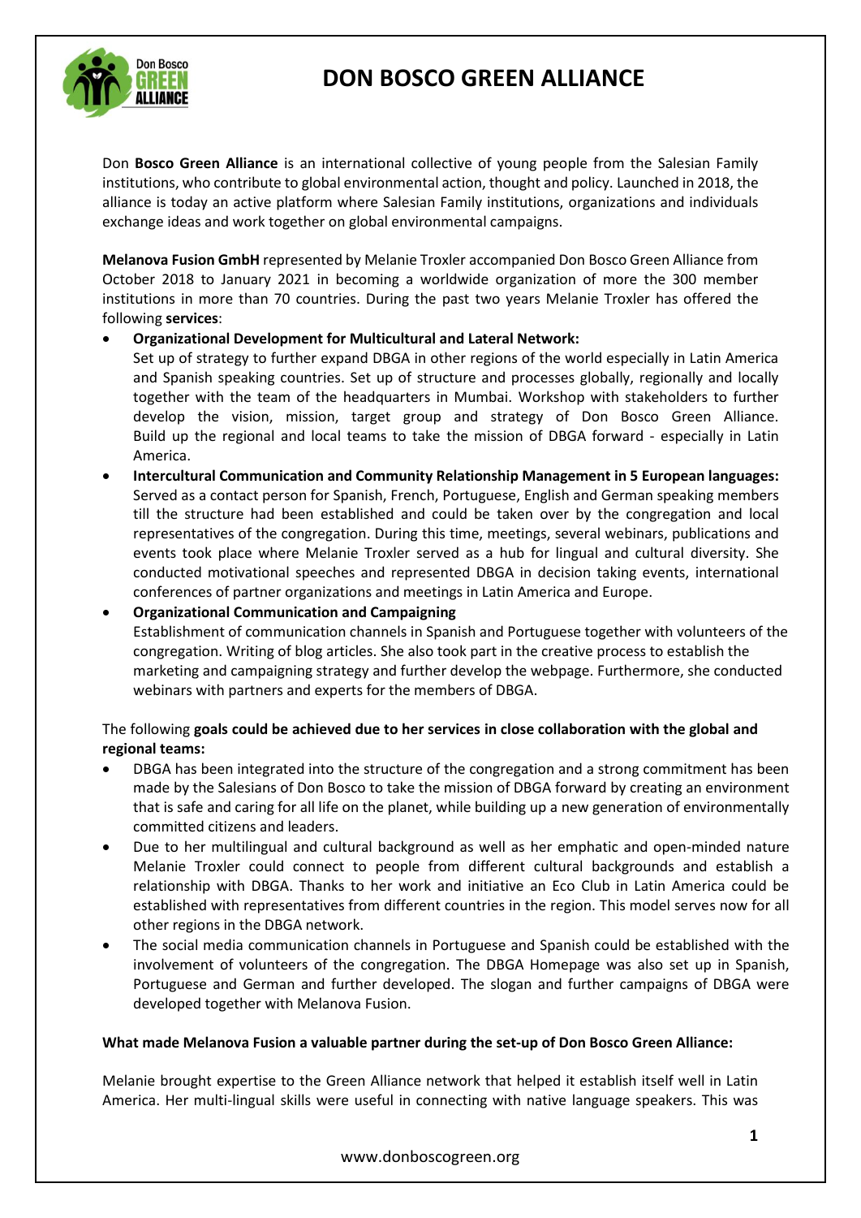# DON BOSCO GREEN ALLIANCE

Don **Bosco Green Alliance** is an international collective of young people from the Salesian Family institutions, who contribute to global environmental action, thought and policy. Launched in 2018, the alliance is today an active platform where Salesian Family institutions, organizations and individuals exchange ideas and work together on global environmental campaigns.

**Melanova Fusion GmbH** represented by Melanie Troxler accompanied Don Bosco Green Alliance from October 2018 to January 2021 in becoming a worldwide organization of more the 300 member institutions in more than 70 countries. During the past two years Melanie Troxler has offered the following **services**:

- **Organizational Development for Multicultural and Lateral Network:**
  Set up of strategy to further expand DBGA in other regions of the world especially in Latin America and Spanish speaking countries. Set up of structure and processes globally, regionally and locally together with the team of the headquarters in Mumbai. Workshop with stakeholders to further develop the vision, mission, target group and strategy of Don Bosco Green Alliance. Build up the regional and local teams to take the mission of DBGA forward - especially in Latin America.
- **Intercultural Communication and Community Relationship Management in 5 European languages:**
  Served as a contact person for Spanish, French, Portuguese, English and German speaking members till the structure had been established and could be taken over by the congregation and local representatives of the congregation. During this time, meetings, several webinars, publications and events took place where Melanie Troxler served as a hub for lingual and cultural diversity. She conducted motivational speeches and represented DBGA in decision taking events, international conferences of partner organizations and meetings in Latin America and Europe.
- **Organizational Communication and Campaigning**
  Establishment of communication channels in Spanish and Portuguese together with volunteers of the congregation. Writing of blog articles. She also took part in the creative process to establish the marketing and campaigning strategy and further develop the webpage. Furthermore, she conducted webinars with partners and experts for the members of DBGA.

The following **goals could be achieved due to her services in close collaboration with the global and regional teams:**

- DBGA has been integrated into the structure of the congregation and a strong commitment has been made by the Salesians of Don Bosco to take the mission of DBGA forward by creating an environment that is safe and caring for all life on the planet, while building up a new generation of environmentally committed citizens and leaders.
- Due to her multilingual and cultural background as well as her emphatic and open-minded nature Melanie Troxler could connect to people from different cultural backgrounds and establish a relationship with DBGA. Thanks to her work and initiative an Eco Club in Latin America could be established with representatives from different countries in the region. This model serves now for all other regions in the DBGA network.
- The social media communication channels in Portuguese and Spanish could be established with the involvement of volunteers of the congregation. The DBGA Homepage was also set up in Spanish, Portuguese and German and further developed. The slogan and further campaigns of DBGA were developed together with Melanova Fusion.

**What made Melanova Fusion a valuable partner during the set-up of Don Bosco Green Alliance:**

Melanie brought expertise to the Green Alliance network that helped it establish itself well in Latin America. Her multi-lingual skills were useful in connecting with native language speakers. This was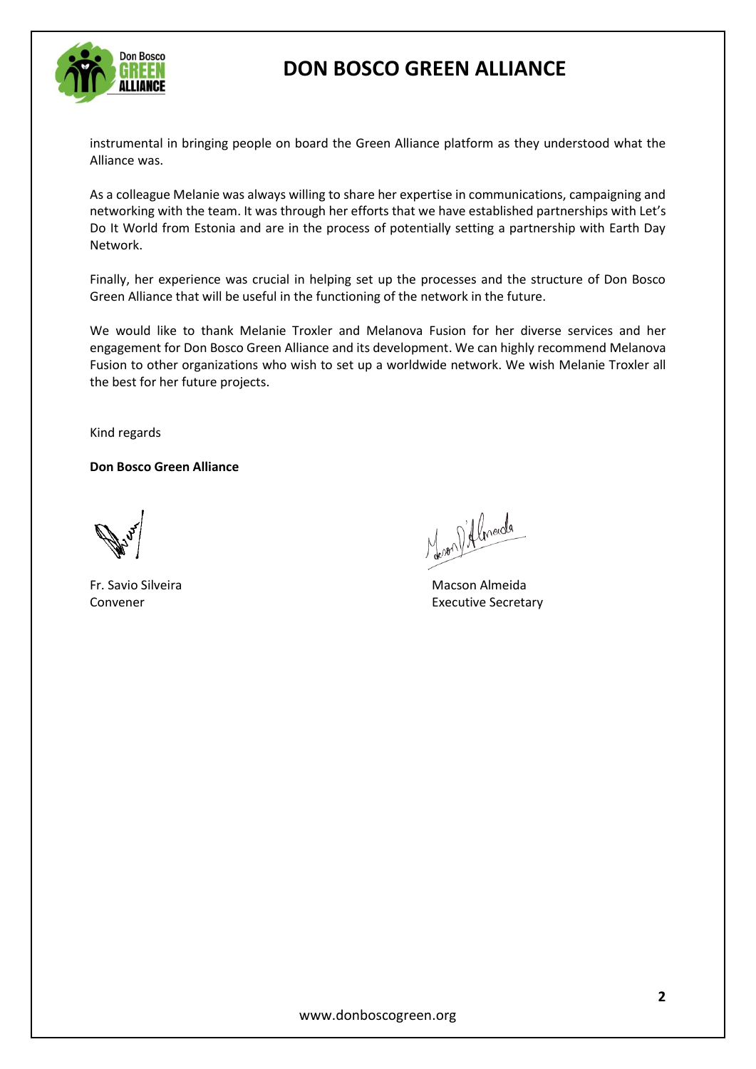instrumental in bringing people on board the Green Alliance platform as they understood what the Alliance was.

As a colleague Melanie was always willing to share her expertise in communications, campaigning and networking with the team. It was through her efforts that we have established partnerships with Let's Do It World from Estonia and are in the process of potentially setting a partnership with Earth Day Network.

Finally, her experience was crucial in helping set up the processes and the structure of Don Bosco Green Alliance that will be useful in the functioning of the network in the future.

We would like to thank Melanie Troxler and Melanova Fusion for her diverse services and her engagement for Don Bosco Green Alliance and its development. We can highly recommend Melanova Fusion to other organizations who wish to set up a worldwide network. We wish Melanie Troxler all the best for her future projects.

Kind regards

**Don Bosco Green Alliance**

Fr. Savio Silveira
Convener

Macson Almeida
Executive Secretary